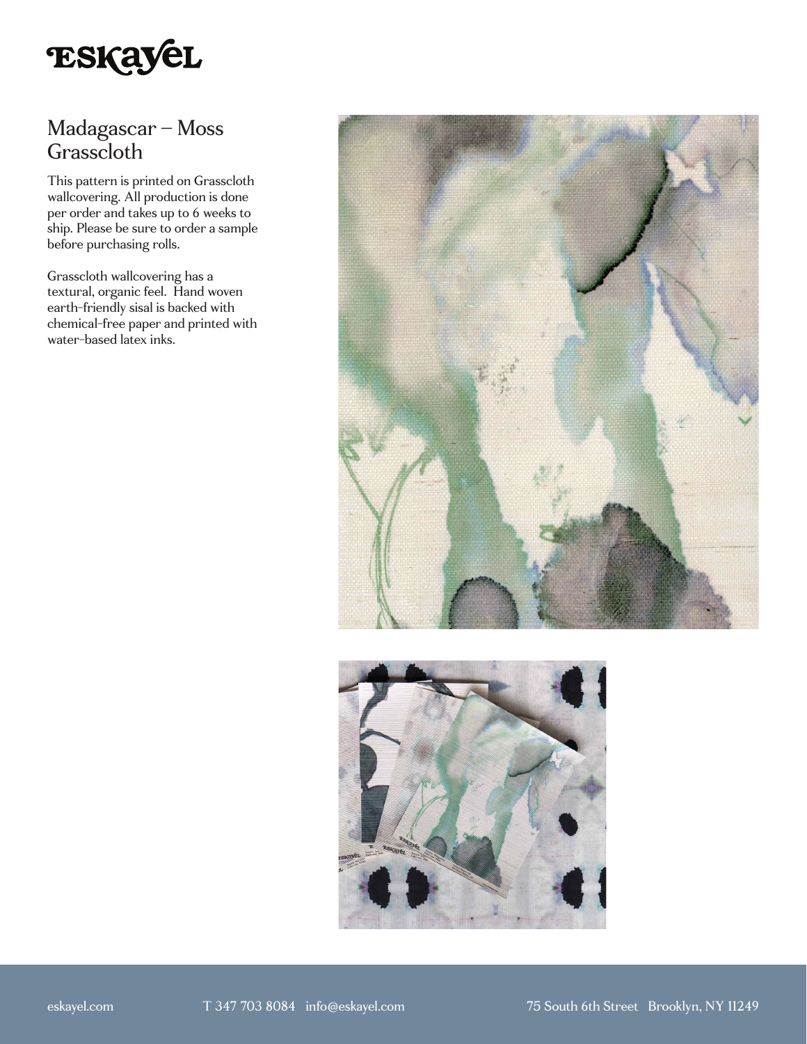# ESKAYEL

## Madagascar – Moss Grasscloth

This pattern is printed on Grasscloth wallcovering. All production is done per order and takes up to 6 weeks to ship. Please be sure to order a sample before purchasing rolls.

Grasscloth wallcovering has a textural, organic feel. Hand woven earth-friendly sisal is backed with chemical-free paper and printed with water-based latex inks.

eskayel.com T 347 703 8084 info@eskayel.com 75 South 6th Street Brooklyn, NY 11249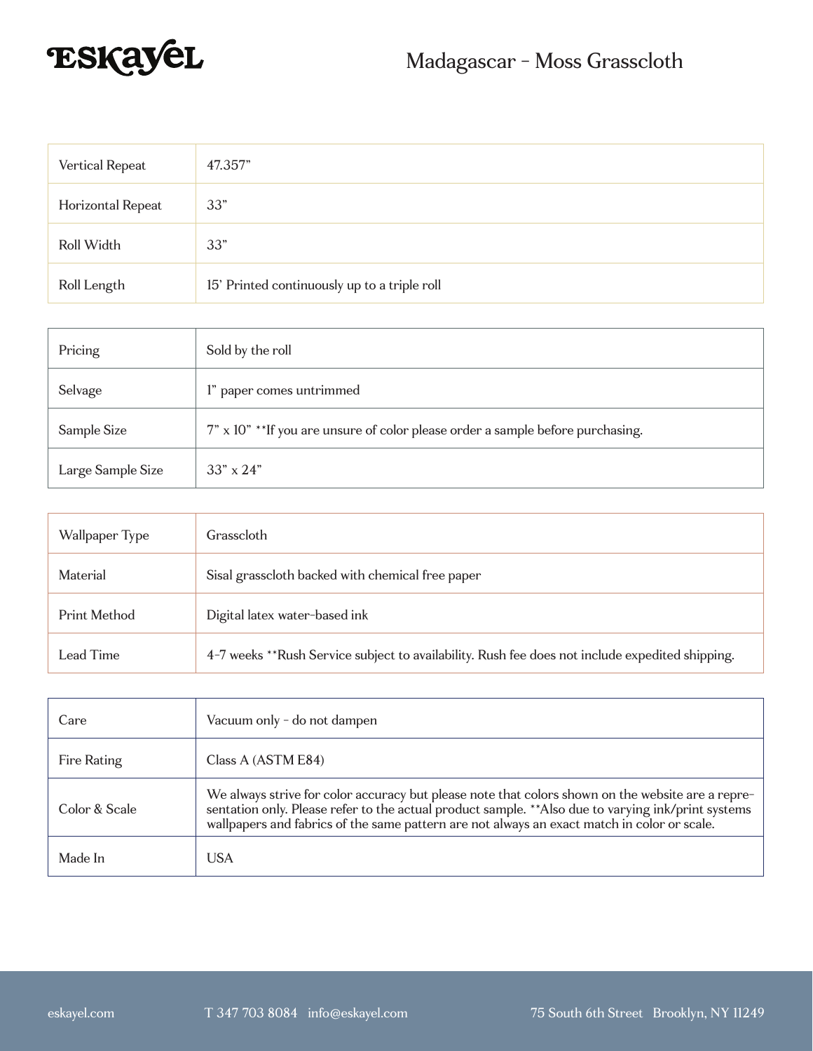ESKAYEL

# Madagascar - Moss Grasscloth

| | |
|---|---|
| Vertical Repeat | 47.357” |
| Horizontal Repeat | 33” |
| Roll Width | 33” |
| Roll Length | 15’ Printed continuously up to a triple roll |

| | |
|---|---|
| Pricing | Sold by the roll |
| Selvage | 1” paper comes untrimmed |
| Sample Size | 7” x 10” **If you are unsure of color please order a sample before purchasing. |
| Large Sample Size | 33” x 24” |

| | |
|---|---|
| Wallpaper Type | Grasscloth |
| Material | Sisal grasscloth backed with chemical free paper |
| Print Method | Digital latex water-based ink |
| Lead Time | 4-7 weeks **Rush Service subject to availability. Rush fee does not include expedited shipping. |

| | |
|---|---|
| Care | Vacuum only - do not dampen |
| Fire Rating | Class A (ASTM E84) |
| Color & Scale | We always strive for color accuracy but please note that colors shown on the website are a representation only. Please refer to the actual product sample. **Also due to varying ink/print systems wallpapers and fabrics of the same pattern are not always an exact match in color or scale. |
| Made In | USA |

eskayel.com T 347 703 8084 info@eskayel.com 75 South 6th Street Brooklyn, NY 11249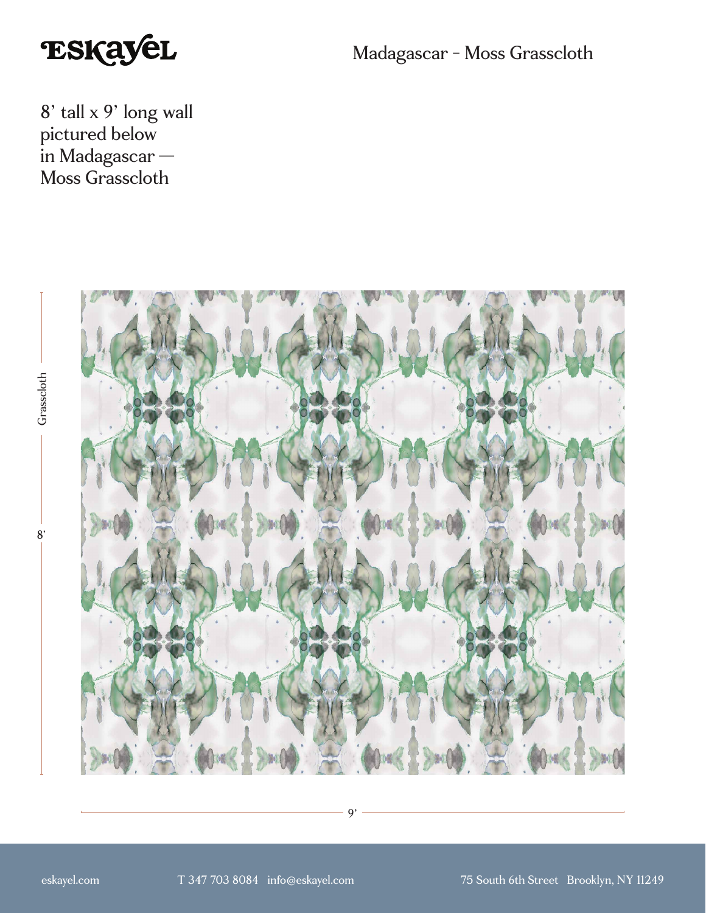Madagascar – Moss Grasscloth

8' tall x 9' long wall pictured below in Madagascar — Moss Grasscloth

Grasscloth

8'

9'

eskayel.com

T 347 703 8084 info@eskayel.com

75 South 6th Street Brooklyn, NY 11249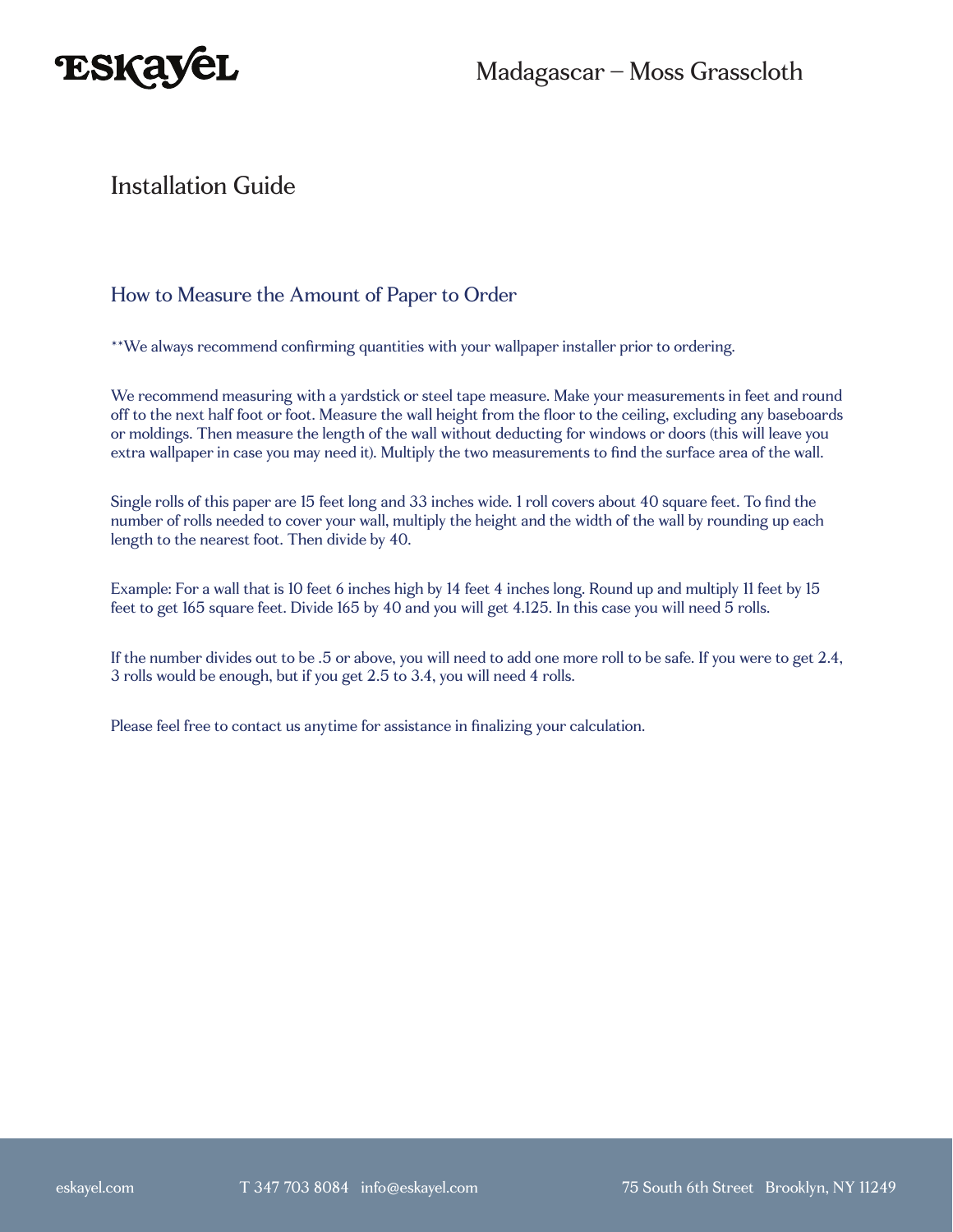# Installation Guide

## How to Measure the Amount of Paper to Order

**We always recommend confirming quantities with your wallpaper installer prior to ordering.

We recommend measuring with a yardstick or steel tape measure. Make your measurements in feet and round off to the next half foot or foot. Measure the wall height from the floor to the ceiling, excluding any baseboards or moldings. Then measure the length of the wall without deducting for windows or doors (this will leave you extra wallpaper in case you may need it). Multiply the two measurements to find the surface area of the wall.

Single rolls of this paper are 15 feet long and 33 inches wide. 1 roll covers about 40 square feet. To find the number of rolls needed to cover your wall, multiply the height and the width of the wall by rounding up each length to the nearest foot. Then divide by 40.

Example: For a wall that is 10 feet 6 inches high by 14 feet 4 inches long. Round up and multiply 11 feet by 15 feet to get 165 square feet. Divide 165 by 40 and you will get 4.125. In this case you will need 5 rolls.

If the number divides out to be .5 or above, you will need to add one more roll to be safe. If you were to get 2.4, 3 rolls would be enough, but if you get 2.5 to 3.4, you will need 4 rolls.

Please feel free to contact us anytime for assistance in finalizing your calculation.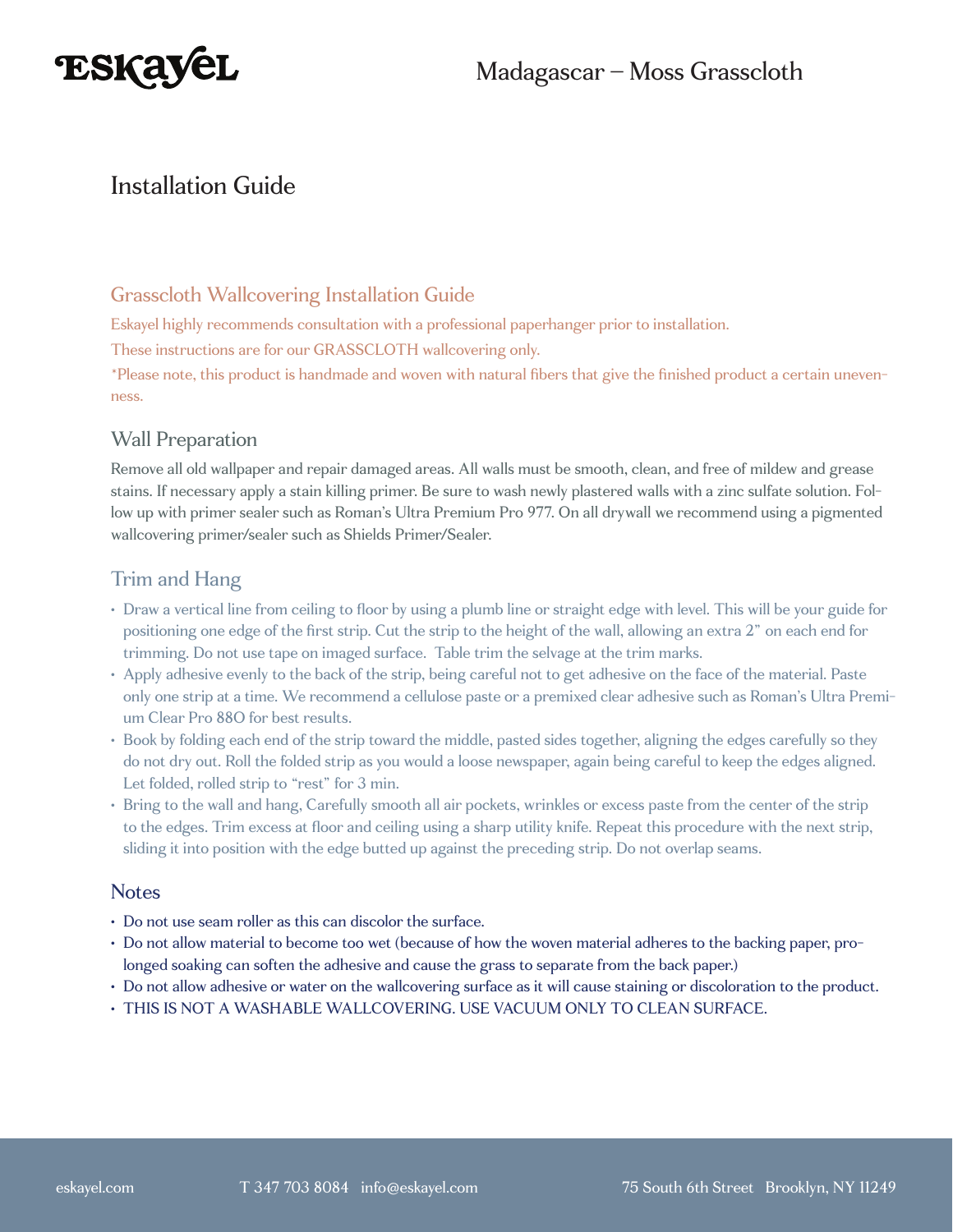Madagascar – Moss Grasscloth

# Installation Guide

## Grasscloth Wallcovering Installation Guide

Eskayel highly recommends consultation with a professional paperhanger prior to installation.

These instructions are for our GRASSCLOTH wallcovering only.

*Please note, this product is handmade and woven with natural fibers that give the finished product a certain unevenness.

## Wall Preparation

Remove all old wallpaper and repair damaged areas. All walls must be smooth, clean, and free of mildew and grease stains. If necessary apply a stain killing primer. Be sure to wash newly plastered walls with a zinc sulfate solution. Follow up with primer sealer such as Roman's Ultra Premium Pro 977. On all drywall we recommend using a pigmented wallcovering primer/sealer such as Shields Primer/Sealer.

## Trim and Hang

- Draw a vertical line from ceiling to floor by using a plumb line or straight edge with level. This will be your guide for positioning one edge of the first strip. Cut the strip to the height of the wall, allowing an extra 2" on each end for trimming. Do not use tape on imaged surface. Table trim the selvage at the trim marks.
- Apply adhesive evenly to the back of the strip, being careful not to get adhesive on the face of the material. Paste only one strip at a time. We recommend a cellulose paste or a premixed clear adhesive such as Roman's Ultra Premium Clear Pro 880 for best results.
- Book by folding each end of the strip toward the middle, pasted sides together, aligning the edges carefully so they do not dry out. Roll the folded strip as you would a loose newspaper, again being careful to keep the edges aligned. Let folded, rolled strip to "rest" for 3 min.
- Bring to the wall and hang, Carefully smooth all air pockets, wrinkles or excess paste from the center of the strip to the edges. Trim excess at floor and ceiling using a sharp utility knife. Repeat this procedure with the next strip, sliding it into position with the edge butted up against the preceding strip. Do not overlap seams.

## Notes

- Do not use seam roller as this can discolor the surface.
- Do not allow material to become too wet (because of how the woven material adheres to the backing paper, prolonged soaking can soften the adhesive and cause the grass to separate from the back paper.)
- Do not allow adhesive or water on the wallcovering surface as it will cause staining or discoloration to the product.
- THIS IS NOT A WASHABLE WALLCOVERING. USE VACUUM ONLY TO CLEAN SURFACE.

eskayel.com T 347 703 8084 info@eskayel.com 75 South 6th Street Brooklyn, NY 11249